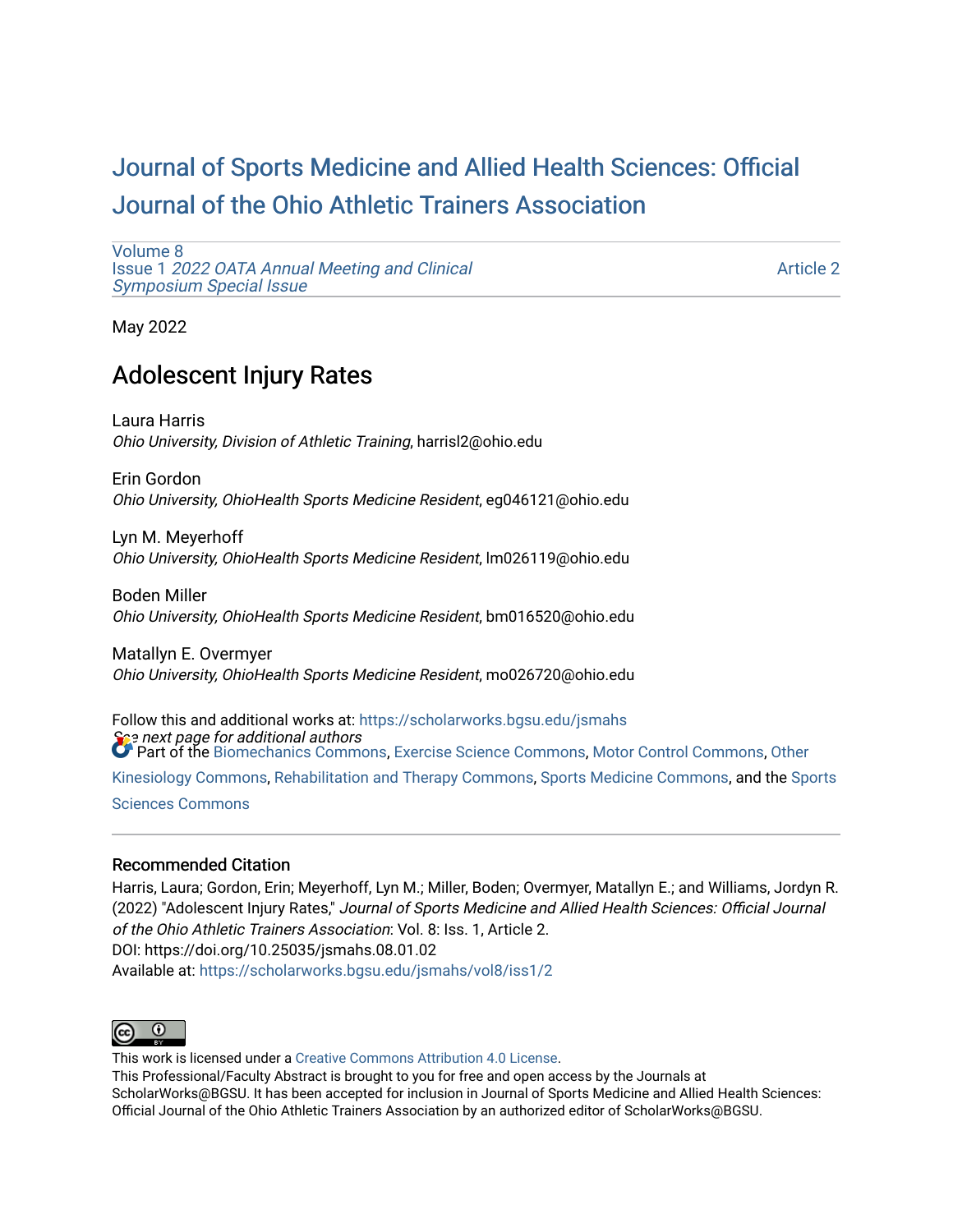# Journal of Sports Medicine and Allied Health Sciences: Official Journal of the Ohio Athletic Trainers Association

Volume 8
Issue 1 *2022 OATA Annual Meeting and Clinical Symposium Special Issue*

Article 2

May 2022

## Adolescent Injury Rates

Laura Harris
*Ohio University, Division of Athletic Training*, harrisl2@ohio.edu

Erin Gordon
*Ohio University, OhioHealth Sports Medicine Resident*, eg046121@ohio.edu

Lyn M. Meyerhoff
*Ohio University, OhioHealth Sports Medicine Resident*, lm026119@ohio.edu

Boden Miller
*Ohio University, OhioHealth Sports Medicine Resident*, bm016520@ohio.edu

Matallyn E. Overmyer
*Ohio University, OhioHealth Sports Medicine Resident*, mo026720@ohio.edu

Follow this and additional works at: https://scholarworks.bgsu.edu/jsmahs

*See next page for additional authors*

Part of the Biomechanics Commons, Exercise Science Commons, Motor Control Commons, Other Kinesiology Commons, Rehabilitation and Therapy Commons, Sports Medicine Commons, and the Sports Sciences Commons

### Recommended Citation

Harris, Laura; Gordon, Erin; Meyerhoff, Lyn M.; Miller, Boden; Overmyer, Matallyn E.; and Williams, Jordyn R. (2022) "Adolescent Injury Rates," *Journal of Sports Medicine and Allied Health Sciences: Official Journal of the Ohio Athletic Trainers Association*: Vol. 8: Iss. 1, Article 2.
DOI: https://doi.org/10.25035/jsmahs.08.01.02
Available at: https://scholarworks.bgsu.edu/jsmahs/vol8/iss1/2

This work is licensed under a Creative Commons Attribution 4.0 License.
This Professional/Faculty Abstract is brought to you for free and open access by the Journals at ScholarWorks@BGSU. It has been accepted for inclusion in Journal of Sports Medicine and Allied Health Sciences: Official Journal of the Ohio Athletic Trainers Association by an authorized editor of ScholarWorks@BGSU.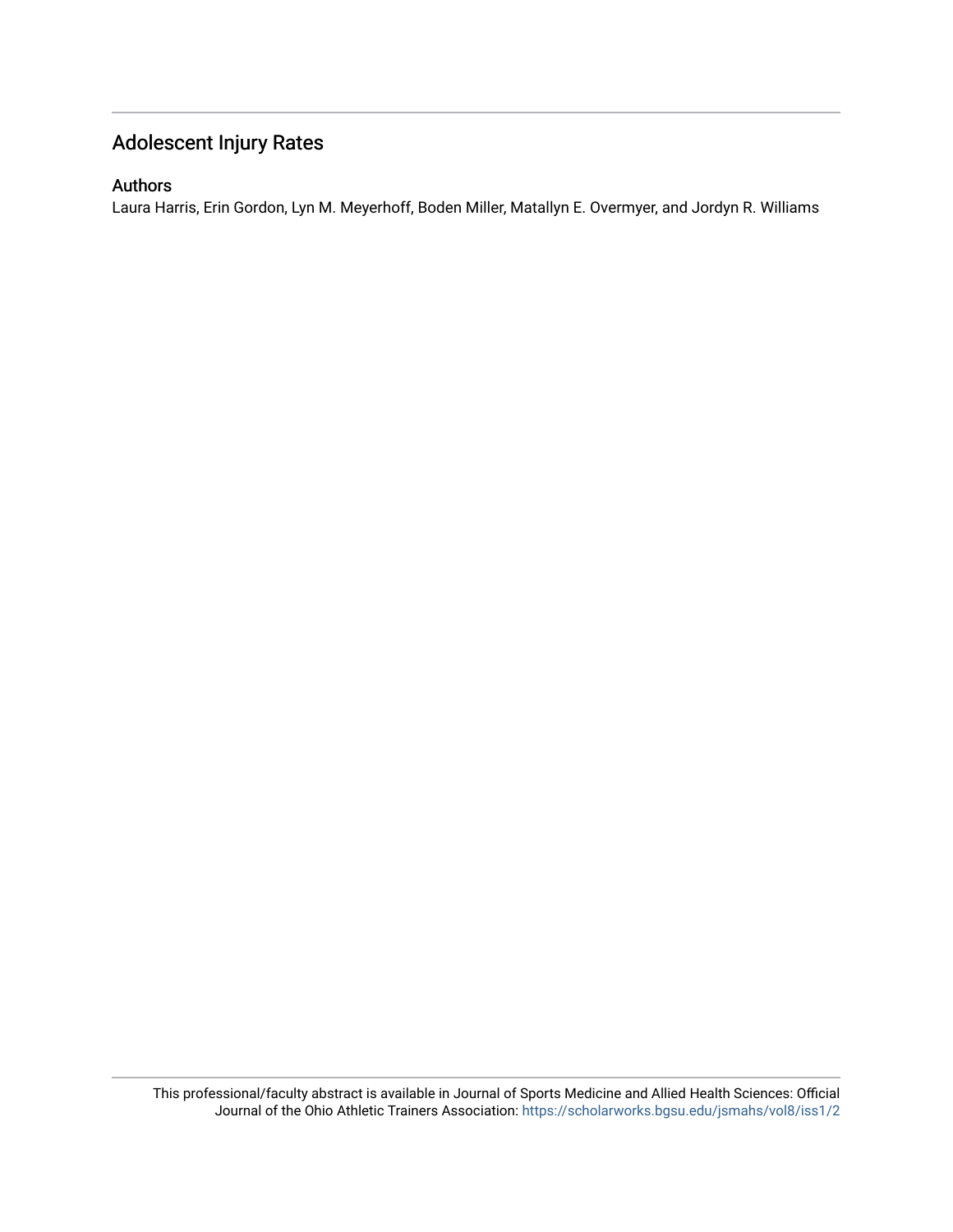# Adolescent Injury Rates

## Authors

Laura Harris, Erin Gordon, Lyn M. Meyerhoff, Boden Miller, Matallyn E. Overmyer, and Jordyn R. Williams

This professional/faculty abstract is available in Journal of Sports Medicine and Allied Health Sciences: Official Journal of the Ohio Athletic Trainers Association: https://scholarworks.bgsu.edu/jsmahs/vol8/iss1/2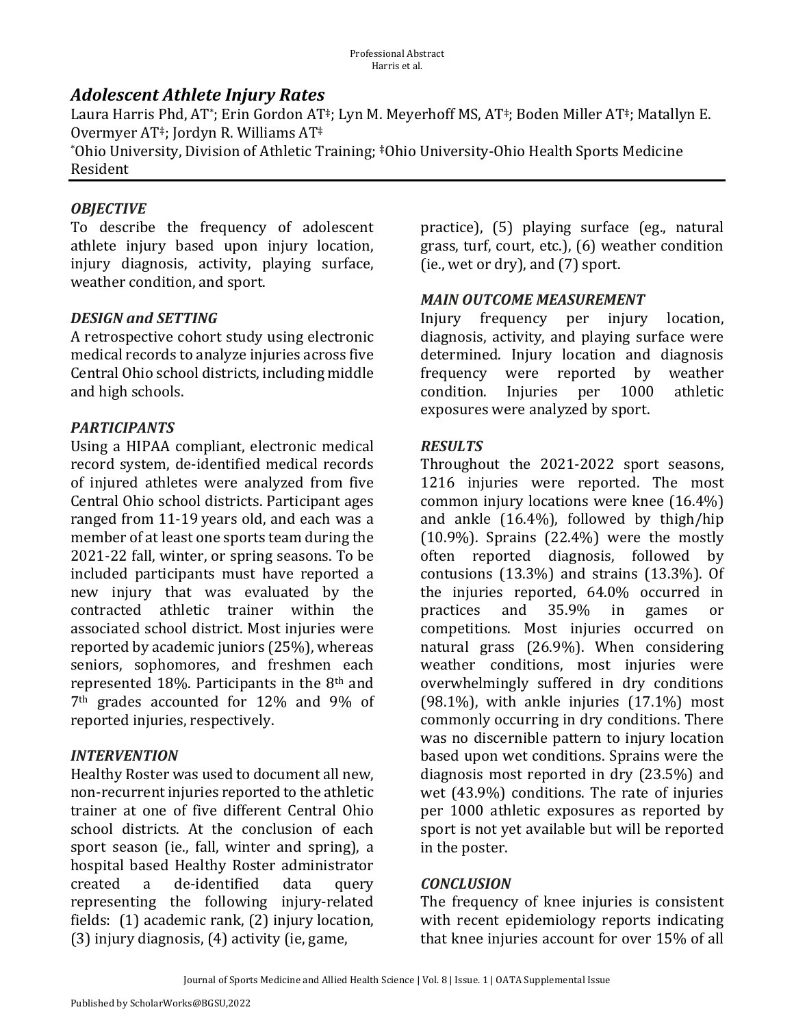# *Adolescent Athlete Injury Rates*

Laura Harris Phd, AT[*]; Erin Gordon AT[‡]; Lyn M. Meyerhoff MS, AT[‡]; Boden Miller AT[‡]; Matallyn E. Overmyer AT[‡]; Jordyn R. Williams AT[‡]

[*]Ohio University, Division of Athletic Training; [‡]Ohio University-Ohio Health Sports Medicine Resident

### *OBJECTIVE*

To describe the frequency of adolescent athlete injury based upon injury location, injury diagnosis, activity, playing surface, weather condition, and sport.

### *DESIGN and SETTING*

A retrospective cohort study using electronic medical records to analyze injuries across five Central Ohio school districts, including middle and high schools.

### *PARTICIPANTS*

Using a HIPAA compliant, electronic medical record system, de-identified medical records of injured athletes were analyzed from five Central Ohio school districts. Participant ages ranged from 11-19 years old, and each was a member of at least one sports team during the 2021-22 fall, winter, or spring seasons. To be included participants must have reported a new injury that was evaluated by the contracted athletic trainer within the associated school district. Most injuries were reported by academic juniors (25%), whereas seniors, sophomores, and freshmen each represented 18%. Participants in the 8th and 7th grades accounted for 12% and 9% of reported injuries, respectively.

### *INTERVENTION*

Healthy Roster was used to document all new, non-recurrent injuries reported to the athletic trainer at one of five different Central Ohio school districts. At the conclusion of each sport season (ie., fall, winter and spring), a hospital based Healthy Roster administrator created a de-identified data query representing the following injury-related fields: (1) academic rank, (2) injury location, (3) injury diagnosis, (4) activity (ie, game, practice), (5) playing surface (eg., natural grass, turf, court, etc.), (6) weather condition (ie., wet or dry), and (7) sport.

### *MAIN OUTCOME MEASUREMENT*

Injury frequency per injury location, diagnosis, activity, and playing surface were determined. Injury location and diagnosis frequency were reported by weather condition. Injuries per 1000 athletic exposures were analyzed by sport.

### *RESULTS*

Throughout the 2021-2022 sport seasons, 1216 injuries were reported. The most common injury locations were knee (16.4%) and ankle (16.4%), followed by thigh/hip (10.9%). Sprains (22.4%) were the mostly often reported diagnosis, followed by contusions (13.3%) and strains (13.3%). Of the injuries reported, 64.0% occurred in practices and 35.9% in games or competitions. Most injuries occurred on natural grass (26.9%). When considering weather conditions, most injuries were overwhelmingly suffered in dry conditions (98.1%), with ankle injuries (17.1%) most commonly occurring in dry conditions. There was no discernible pattern to injury location based upon wet conditions. Sprains were the diagnosis most reported in dry (23.5%) and wet (43.9%) conditions. The rate of injuries per 1000 athletic exposures as reported by sport is not yet available but will be reported in the poster.

### *CONCLUSION*

The frequency of knee injuries is consistent with recent epidemiology reports indicating that knee injuries account for over 15% of all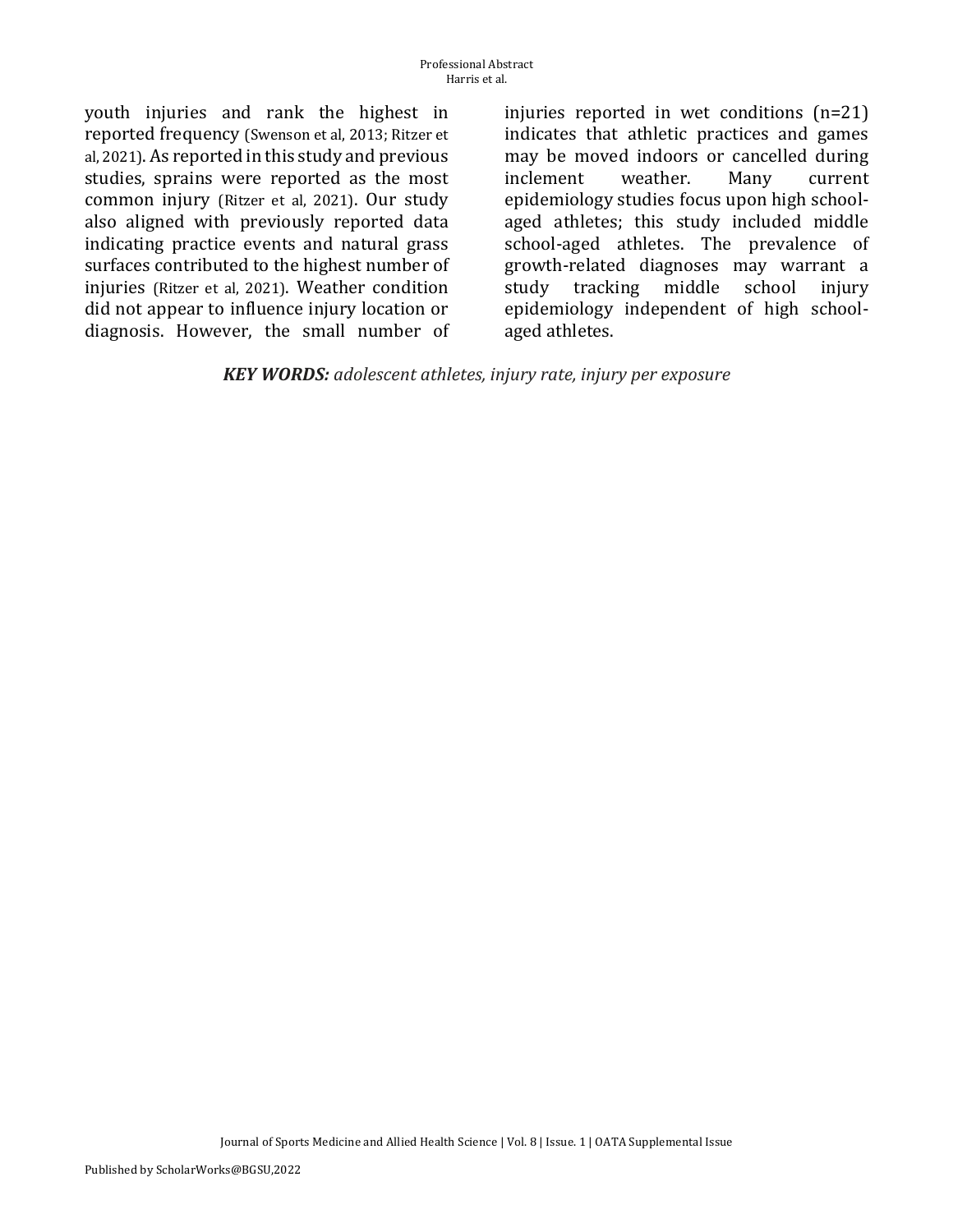youth injuries and rank the highest in reported frequency (Swenson et al, 2013; Ritzer et al, 2021). As reported in this study and previous studies, sprains were reported as the most common injury (Ritzer et al, 2021). Our study also aligned with previously reported data indicating practice events and natural grass surfaces contributed to the highest number of injuries (Ritzer et al, 2021). Weather condition did not appear to influence injury location or diagnosis. However, the small number of injuries reported in wet conditions (n=21) indicates that athletic practices and games may be moved indoors or cancelled during inclement weather. Many current epidemiology studies focus upon high school-aged athletes; this study included middle school-aged athletes. The prevalence of growth-related diagnoses may warrant a study tracking middle school injury epidemiology independent of high school-aged athletes.

***KEY WORDS:*** *adolescent athletes, injury rate, injury per exposure*